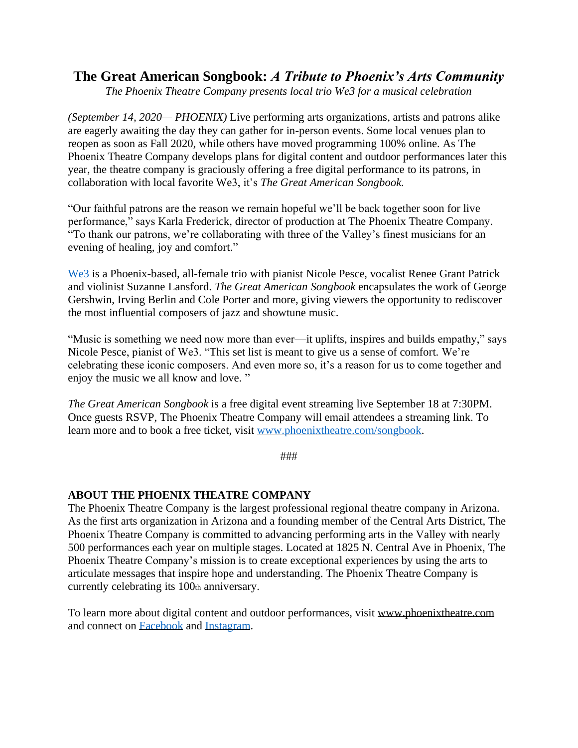# The Great American Songbook: *A Tribute to Phoenix's Arts Community*

*The Phoenix Theatre Company presents local trio We3 for a musical celebration*

*(September 14, 2020— PHOENIX)* Live performing arts organizations, artists and patrons alike are eagerly awaiting the day they can gather for in-person events. Some local venues plan to reopen as soon as Fall 2020, while others have moved programming 100% online. As The Phoenix Theatre Company develops plans for digital content and outdoor performances later this year, the theatre company is graciously offering a free digital performance to its patrons, in collaboration with local favorite We3, it's *The Great American Songbook.*

"Our faithful patrons are the reason we remain hopeful we'll be back together soon for live performance," says Karla Frederick, director of production at The Phoenix Theatre Company. "To thank our patrons, we're collaborating with three of the Valley's finest musicians for an evening of healing, joy and comfort."

We3 is a Phoenix-based, all-female trio with pianist Nicole Pesce, vocalist Renee Grant Patrick and violinist Suzanne Lansford. *The Great American Songbook* encapsulates the work of George Gershwin, Irving Berlin and Cole Porter and more, giving viewers the opportunity to rediscover the most influential composers of jazz and showtune music.

"Music is something we need now more than ever—it uplifts, inspires and builds empathy," says Nicole Pesce, pianist of We3. "This set list is meant to give us a sense of comfort. We're celebrating these iconic composers. And even more so, it's a reason for us to come together and enjoy the music we all know and love. "

*The Great American Songbook* is a free digital event streaming live September 18 at 7:30PM. Once guests RSVP, The Phoenix Theatre Company will email attendees a streaming link. To learn more and to book a free ticket, visit www.phoenixtheatre.com/songbook.

###

**ABOUT THE PHOENIX THEATRE COMPANY**

The Phoenix Theatre Company is the largest professional regional theatre company in Arizona. As the first arts organization in Arizona and a founding member of the Central Arts District, The Phoenix Theatre Company is committed to advancing performing arts in the Valley with nearly 500 performances each year on multiple stages. Located at 1825 N. Central Ave in Phoenix, The Phoenix Theatre Company's mission is to create exceptional experiences by using the arts to articulate messages that inspire hope and understanding. The Phoenix Theatre Company is currently celebrating its 100th anniversary.

To learn more about digital content and outdoor performances, visit www.phoenixtheatre.com and connect on Facebook and Instagram.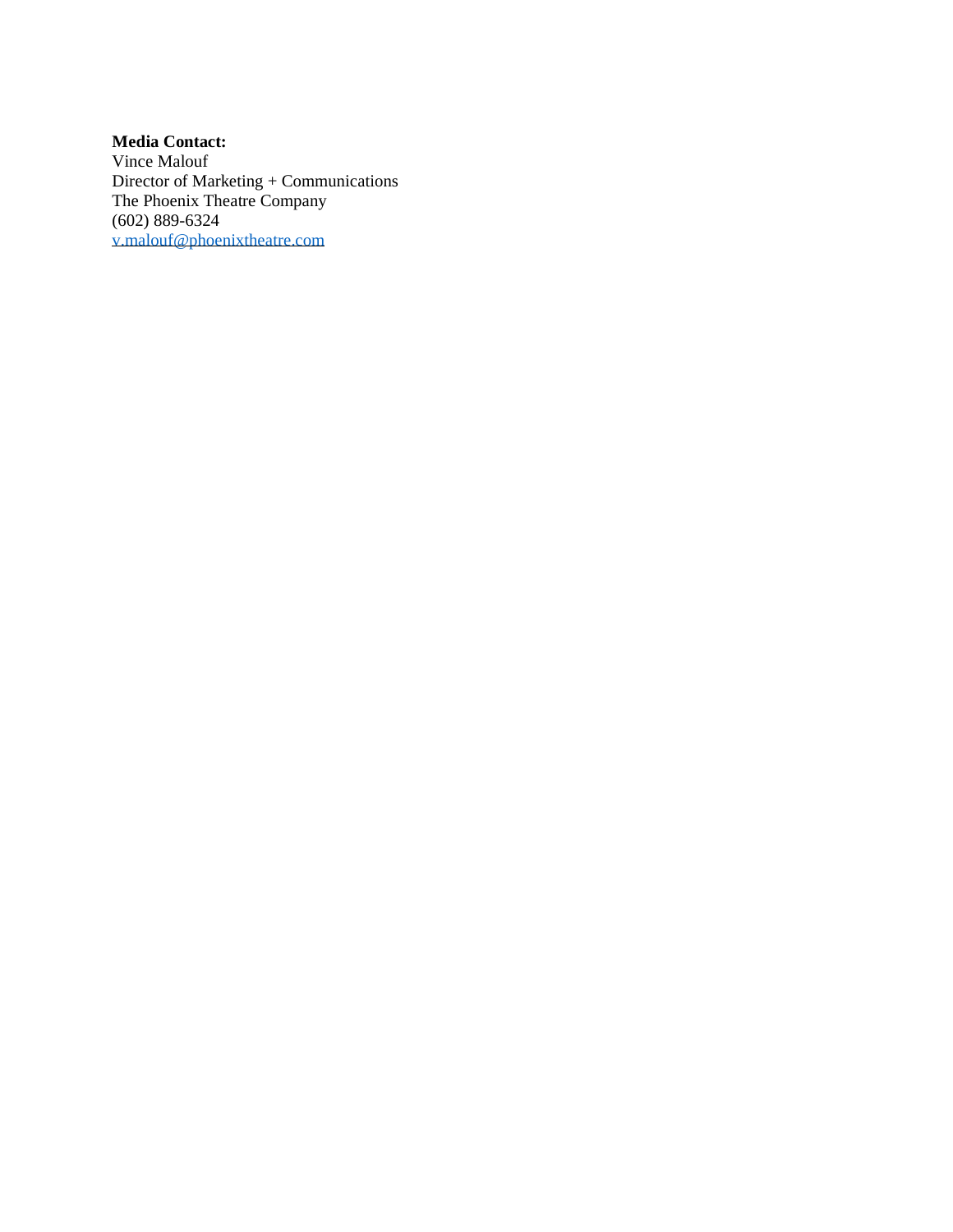**Media Contact:**
Vince Malouf
Director of Marketing + Communications
The Phoenix Theatre Company
(602) 889-6324
v.malouf@phoenixtheatre.com